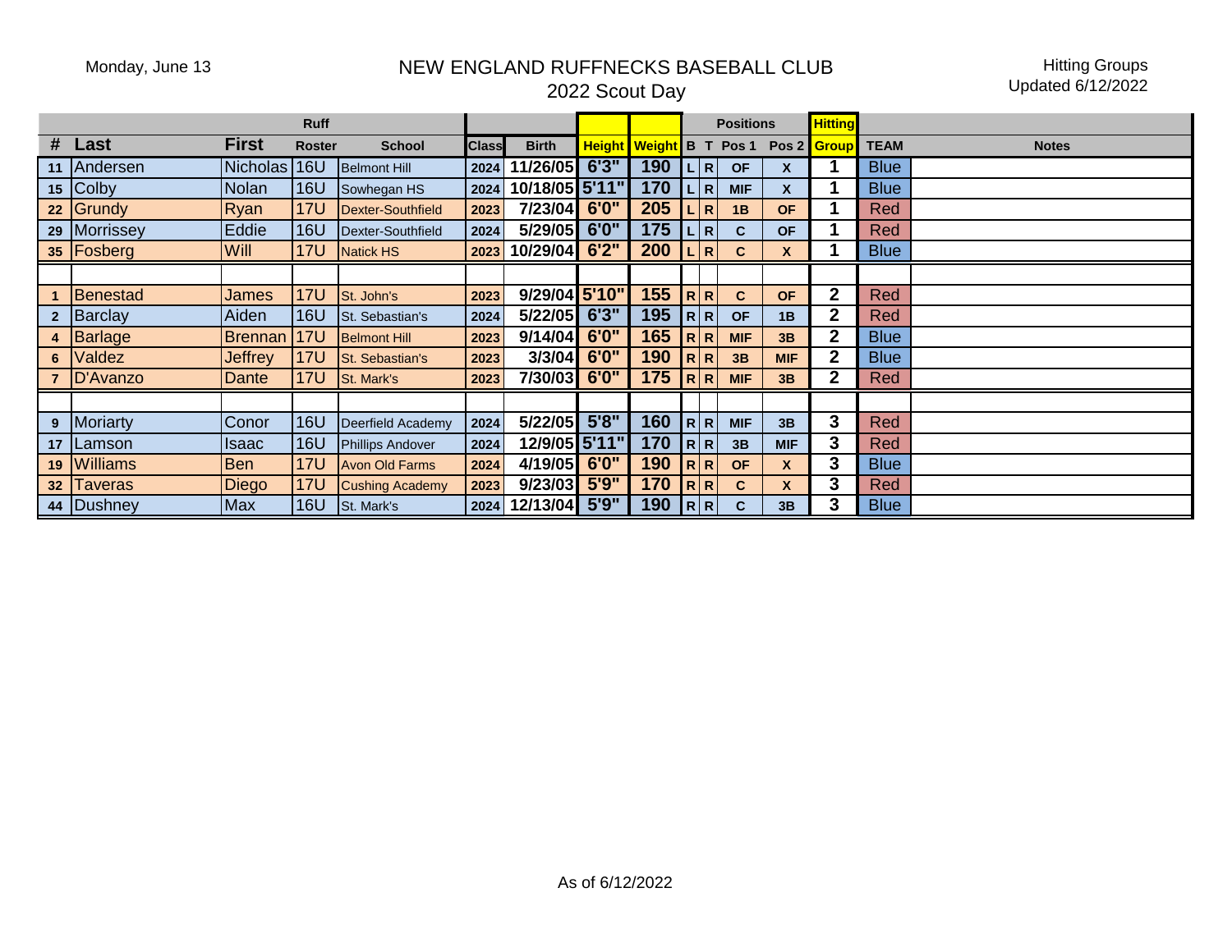Monday, June 13

# NEW ENGLAND RUFFNECKS BASEBALL CLUB

## 2022 Scout Day

Hitting Groups
Updated 6/12/2022

| # | Last | First | Ruff Roster | School | Class | Birth | Height | Weight | B | T | Positions Pos 1 | Pos 2 | Hitting Group | TEAM | Notes |
|---|---|---|---|---|---|---|---|---|---|---|---|---|---|---|---|
| 11 | Andersen | Nicholas | 16U | Belmont Hill | 2024 | 11/26/05 | 6'3" | 190 | L | R | OF | X | 1 | Blue | |
| 15 | Colby | Nolan | 16U | Sowhegan HS | 2024 | 10/18/05 | 5'11" | 170 | L | R | MIF | X | 1 | Blue | |
| 22 | Grundy | Ryan | 17U | Dexter-Southfield | 2023 | 7/23/04 | 6'0" | 205 | L | R | 1B | OF | 1 | Red | |
| 29 | Morrissey | Eddie | 16U | Dexter-Southfield | 2024 | 5/29/05 | 6'0" | 175 | L | R | C | OF | 1 | Red | |
| 35 | Fosberg | Will | 17U | Natick HS | 2023 | 10/29/04 | 6'2" | 200 | L | R | C | X | 1 | Blue | |
| | | | | | | | | | | | | | | | |
| 1 | Benestad | James | 17U | St. John's | 2023 | 9/29/04 | 5'10" | 155 | R | R | C | OF | 2 | Red | |
| 2 | Barclay | Aiden | 16U | St. Sebastian's | 2024 | 5/22/05 | 6'3" | 195 | R | R | OF | 1B | 2 | Red | |
| 4 | Barlage | Brennan | 17U | Belmont Hill | 2023 | 9/14/04 | 6'0" | 165 | R | R | MIF | 3B | 2 | Blue | |
| 6 | Valdez | Jeffrey | 17U | St. Sebastian's | 2023 | 3/3/04 | 6'0" | 190 | R | R | 3B | MIF | 2 | Blue | |
| 7 | D'Avanzo | Dante | 17U | St. Mark's | 2023 | 7/30/03 | 6'0" | 175 | R | R | MIF | 3B | 2 | Red | |
| | | | | | | | | | | | | | | | |
| 9 | Moriarty | Conor | 16U | Deerfield Academy | 2024 | 5/22/05 | 5'8" | 160 | R | R | MIF | 3B | 3 | Red | |
| 17 | Lamson | Isaac | 16U | Phillips Andover | 2024 | 12/9/05 | 5'11" | 170 | R | R | 3B | MIF | 3 | Red | |
| 19 | Williams | Ben | 17U | Avon Old Farms | 2024 | 4/19/05 | 6'0" | 190 | R | R | OF | X | 3 | Blue | |
| 32 | Taveras | Diego | 17U | Cushing Academy | 2023 | 9/23/03 | 5'9" | 170 | R | R | C | X | 3 | Red | |
| 44 | Dushney | Max | 16U | St. Mark's | 2024 | 12/13/04 | 5'9" | 190 | R | R | C | 3B | 3 | Blue | |

As of 6/12/2022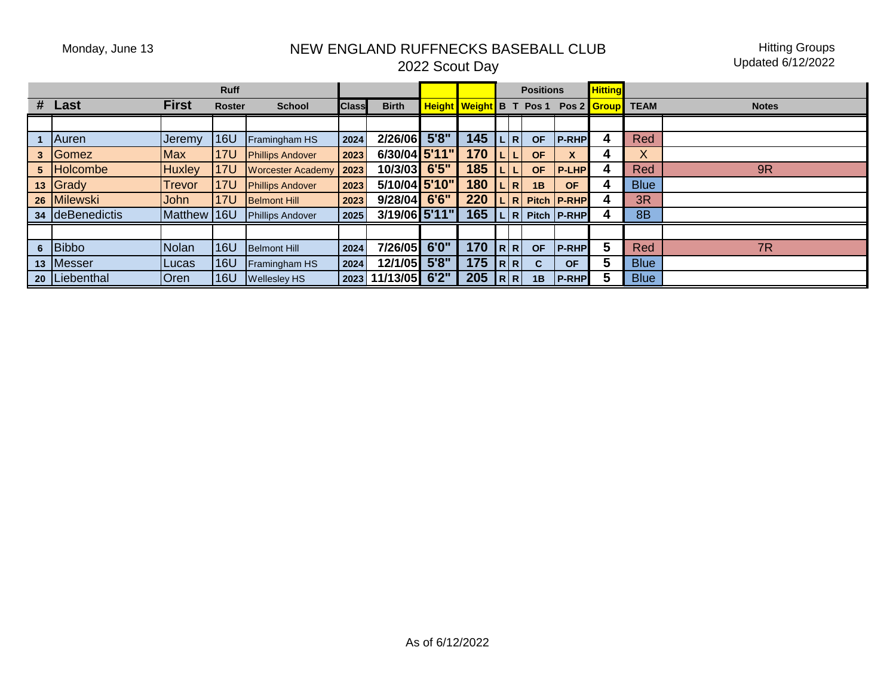Monday, June 13

# NEW ENGLAND RUFFNECKS BASEBALL CLUB
## 2022 Scout Day

Hitting Groups
Updated 6/12/2022

| | | | Ruff | | | | | | | | Positions | | Hitting | | |
|---|---|---|---|---|---|---|---|---|---|---|---|---|---|---|---|
| # | Last | First | Roster | School | Class | Birth | Height | Weight | B | T | Pos 1 | Pos 2 | Group | TEAM | Notes |
| | | | | | | | | | | | | | | | |
| 1 | Auren | Jeremy | 16U | Framingham HS | 2024 | 2/26/06 | 5'8" | 145 | L | R | OF | P-RHP | 4 | Red | |
| 3 | Gomez | Max | 17U | Phillips Andover | 2023 | 6/30/04 | 5'11" | 170 | L | L | OF | X | 4 | X | |
| 5 | Holcombe | Huxley | 17U | Worcester Academy | 2023 | 10/3/03 | 6'5" | 185 | L | L | OF | P-LHP | 4 | Red | 9R |
| 13 | Grady | Trevor | 17U | Phillips Andover | 2023 | 5/10/04 | 5'10" | 180 | L | R | 1B | OF | 4 | Blue | |
| 26 | Milewski | John | 17U | Belmont Hill | 2023 | 9/28/04 | 6'6" | 220 | L | R | Pitch | P-RHP | 4 | 3R | |
| 34 | deBenedictis | Matthew | 16U | Phillips Andover | 2025 | 3/19/06 | 5'11" | 165 | L | R | Pitch | P-RHP | 4 | 8B | |
| | | | | | | | | | | | | | | | |
| 6 | Bibbo | Nolan | 16U | Belmont Hill | 2024 | 7/26/05 | 6'0" | 170 | R | R | OF | P-RHP | 5 | Red | 7R |
| 13 | Messer | Lucas | 16U | Framingham HS | 2024 | 12/1/05 | 5'8" | 175 | R | R | C | OF | 5 | Blue | |
| 20 | Liebenthal | Oren | 16U | Wellesley HS | 2023 | 11/13/05 | 6'2" | 205 | R | R | 1B | P-RHP | 5 | Blue | |

As of 6/12/2022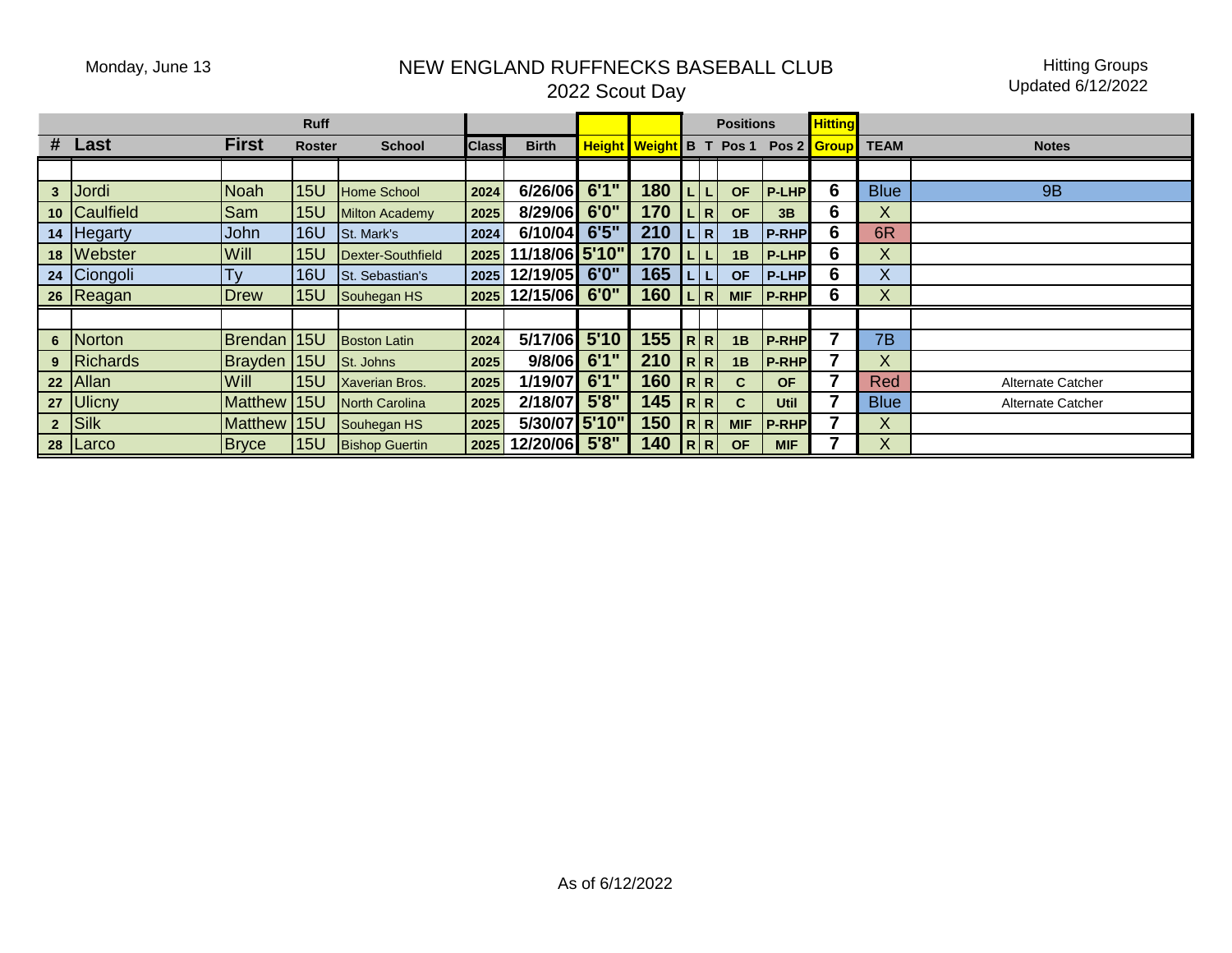Monday, June 13

# NEW ENGLAND RUFFNECKS BASEBALL CLUB
## 2022 Scout Day

Hitting Groups
Updated 6/12/2022

| | | | Ruff | | | | | | | | Positions | | | Hitting | | |
|---|---|---|---|---|---|---|---|---|---|---|---|---|---|---|---|---|
| # | Last | First | Roster | School | Class | Birth | Height | Weight | B | T | Pos 1 | Pos 2 | Group | TEAM | Notes |
| | | | | | | | | | | | | | | | |
| 3 | Jordi | Noah | 15U | Home School | 2024 | 6/26/06 | 6'1" | 180 | L | L | OF | P-LHP | 6 | Blue | 9B |
| 10 | Caulfield | Sam | 15U | Milton Academy | 2025 | 8/29/06 | 6'0" | 170 | L | R | OF | 3B | 6 | X | |
| 14 | Hegarty | John | 16U | St. Mark's | 2024 | 6/10/04 | 6'5" | 210 | L | R | 1B | P-RHP | 6 | 6R | |
| 18 | Webster | Will | 15U | Dexter-Southfield | 2025 | 11/18/06 | 5'10" | 170 | L | L | 1B | P-LHP | 6 | X | |
| 24 | Ciongoli | Ty | 16U | St. Sebastian's | 2025 | 12/19/05 | 6'0" | 165 | L | L | OF | P-LHP | 6 | X | |
| 26 | Reagan | Drew | 15U | Souhegan HS | 2025 | 12/15/06 | 6'0" | 160 | L | R | MIF | P-RHP | 6 | X | |
| | | | | | | | | | | | | | | | |
| 6 | Norton | Brendan | 15U | Boston Latin | 2024 | 5/17/06 | 5'10 | 155 | R | R | 1B | P-RHP | 7 | 7B | |
| 9 | Richards | Brayden | 15U | St. Johns | 2025 | 9/8/06 | 6'1" | 210 | R | R | 1B | P-RHP | 7 | X | |
| 22 | Allan | Will | 15U | Xaverian Bros. | 2025 | 1/19/07 | 6'1" | 160 | R | R | C | OF | 7 | Red | Alternate Catcher |
| 27 | Ulicny | Matthew | 15U | North Carolina | 2025 | 2/18/07 | 5'8" | 145 | R | R | C | Util | 7 | Blue | Alternate Catcher |
| 2 | Silk | Matthew | 15U | Souhegan HS | 2025 | 5/30/07 | 5'10" | 150 | R | R | MIF | P-RHP | 7 | X | |
| 28 | Larco | Bryce | 15U | Bishop Guertin | 2025 | 12/20/06 | 5'8" | 140 | R | R | OF | MIF | 7 | X | |

As of 6/12/2022